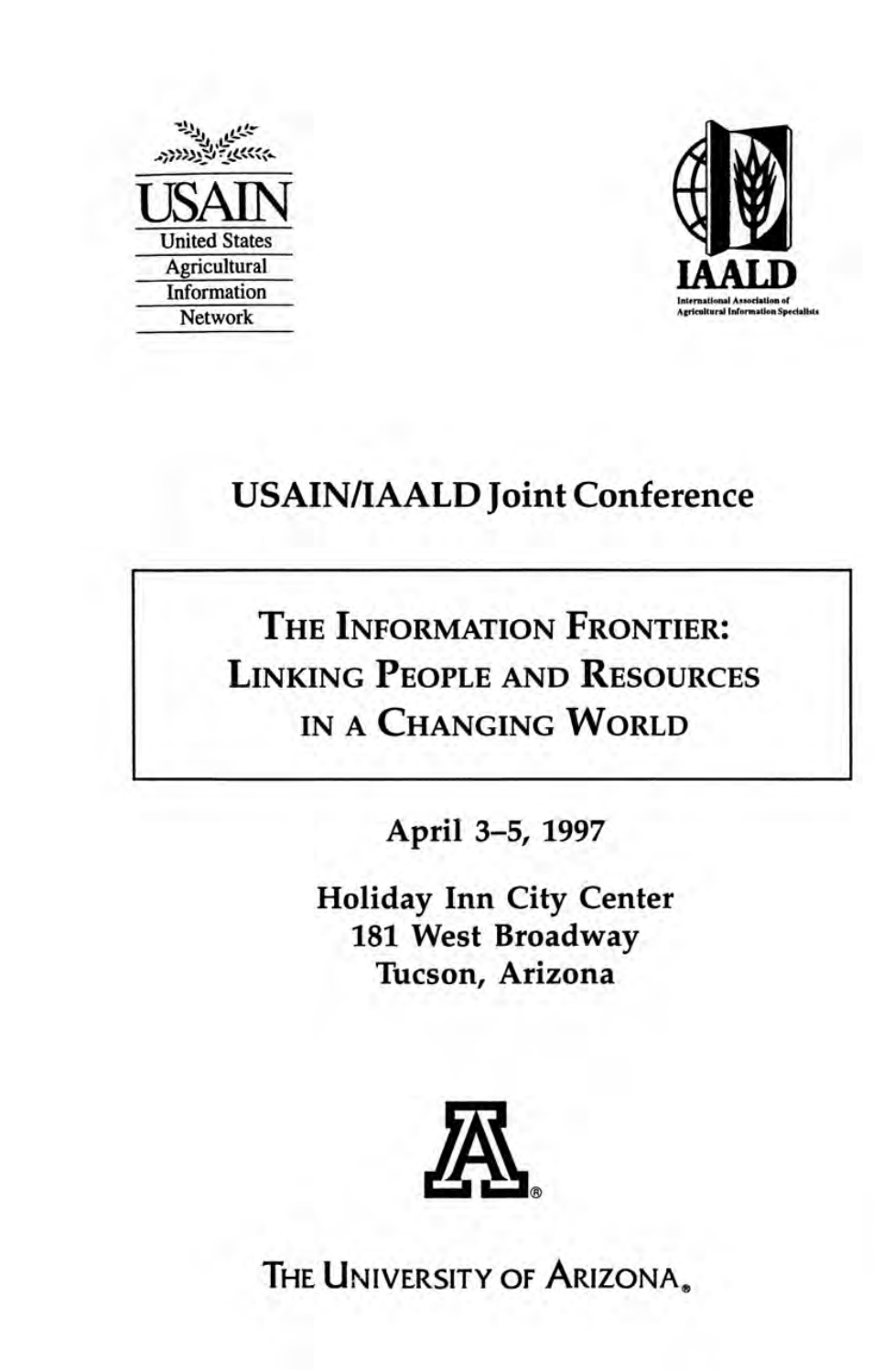USAIN

United States
Agricultural
Information
Network

IAALD

International Association of Agricultural Information Specialists

# USAIN/IAALD Joint Conference

## The Information Frontier: Linking People and Resources in a Changing World

**April 3–5, 1997**

**Holiday Inn City Center**
**181 West Broadway**
**Tucson, Arizona**

The University of Arizona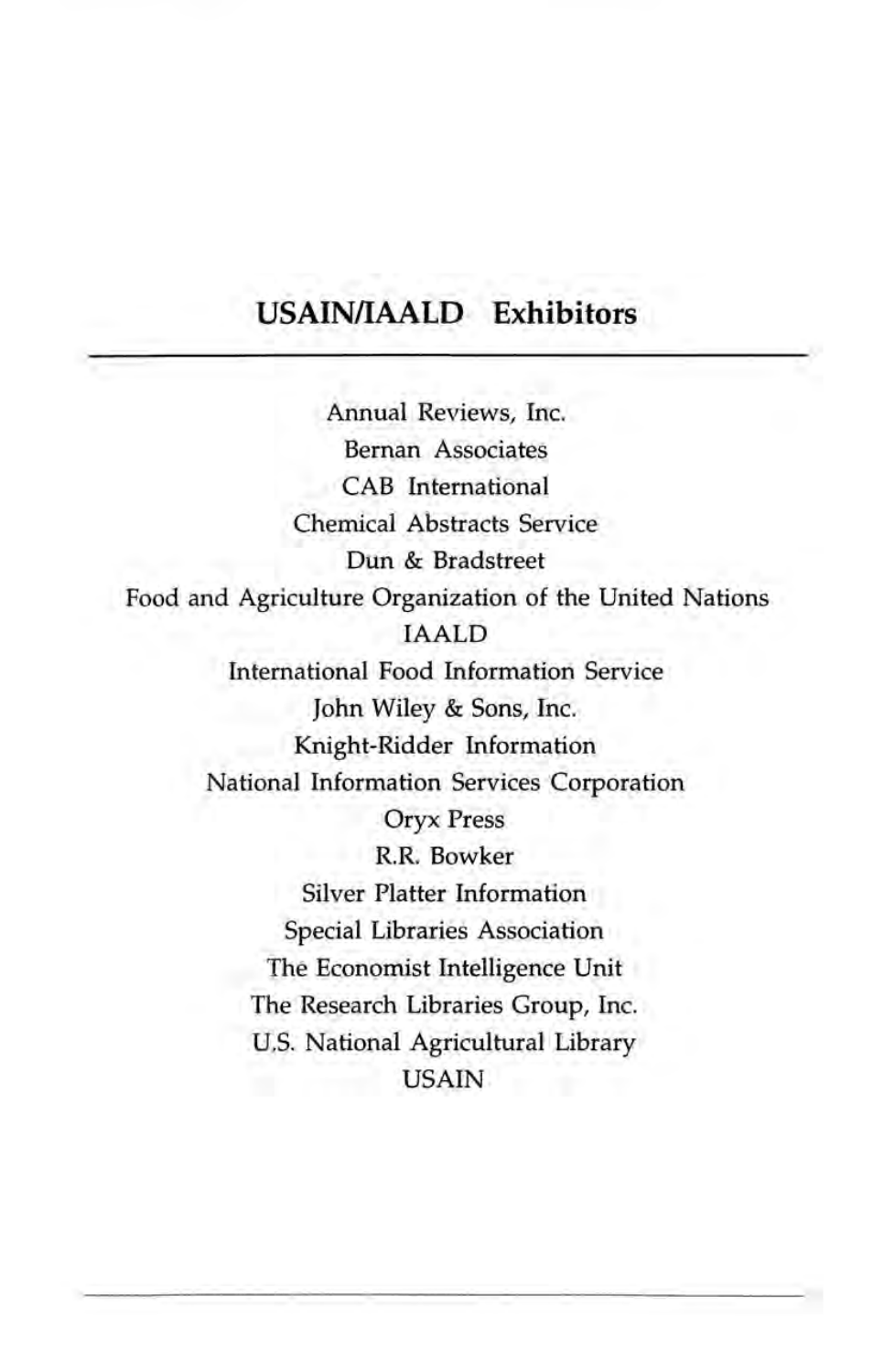## USAIN/IAALD Exhibitors

Annual Reviews, Inc.

Bernan Associates

CAB International

Chemical Abstracts Service

Dun & Bradstreet

Food and Agriculture Organization of the United Nations

IAALD

International Food Information Service

John Wiley & Sons, Inc.

Knight-Ridder Information

National Information Services Corporation

Oryx Press

R.R. Bowker

Silver Platter Information

Special Libraries Association

The Economist Intelligence Unit

The Research Libraries Group, Inc.

U.S. National Agricultural Library

USAIN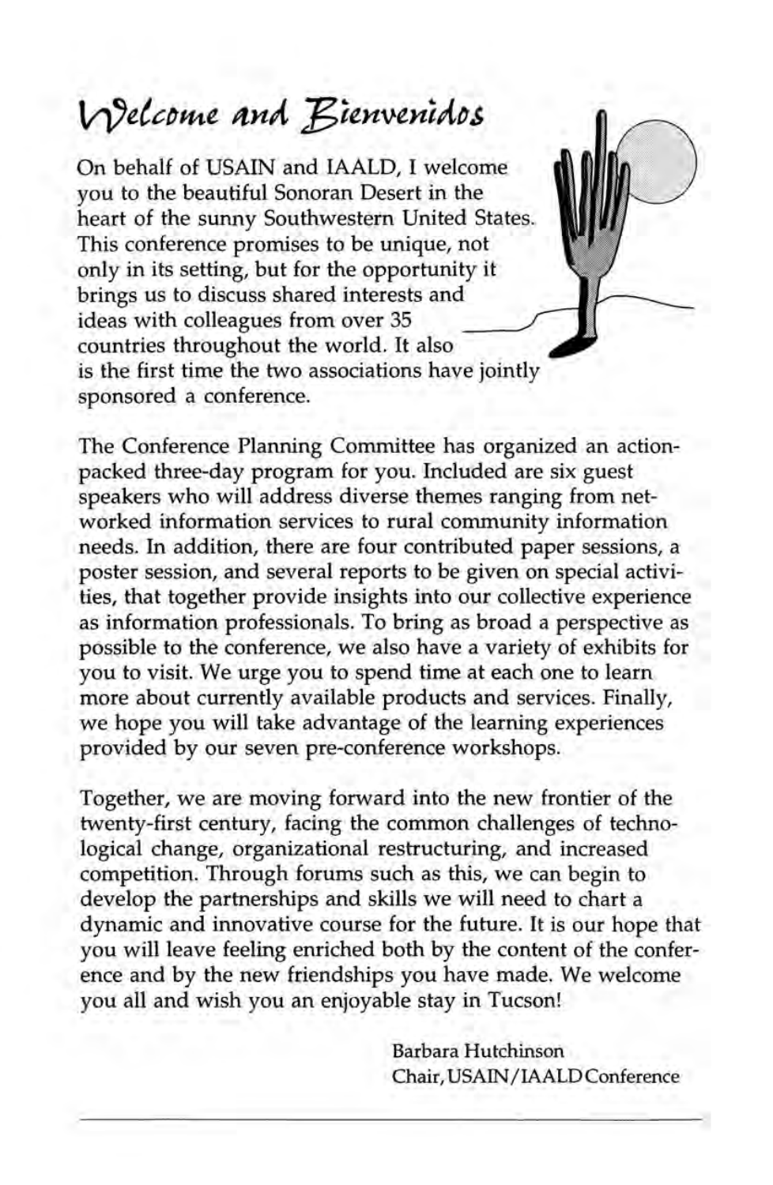# Welcome and Bienvenidos

On behalf of USAIN and IAALD, I welcome you to the beautiful Sonoran Desert in the heart of the sunny Southwestern United States. This conference promises to be unique, not only in its setting, but for the opportunity it brings us to discuss shared interests and ideas with colleagues from over 35 countries throughout the world. It also is the first time the two associations have jointly sponsored a conference.

The Conference Planning Committee has organized an action-packed three-day program for you. Included are six guest speakers who will address diverse themes ranging from networked information services to rural community information needs. In addition, there are four contributed paper sessions, a poster session, and several reports to be given on special activities, that together provide insights into our collective experience as information professionals. To bring as broad a perspective as possible to the conference, we also have a variety of exhibits for you to visit. We urge you to spend time at each one to learn more about currently available products and services. Finally, we hope you will take advantage of the learning experiences provided by our seven pre-conference workshops.

Together, we are moving forward into the new frontier of the twenty-first century, facing the common challenges of technological change, organizational restructuring, and increased competition. Through forums such as this, we can begin to develop the partnerships and skills we will need to chart a dynamic and innovative course for the future. It is our hope that you will leave feeling enriched both by the content of the conference and by the new friendships you have made. We welcome you all and wish you an enjoyable stay in Tucson!

Barbara Hutchinson
Chair, USAIN/IAALD Conference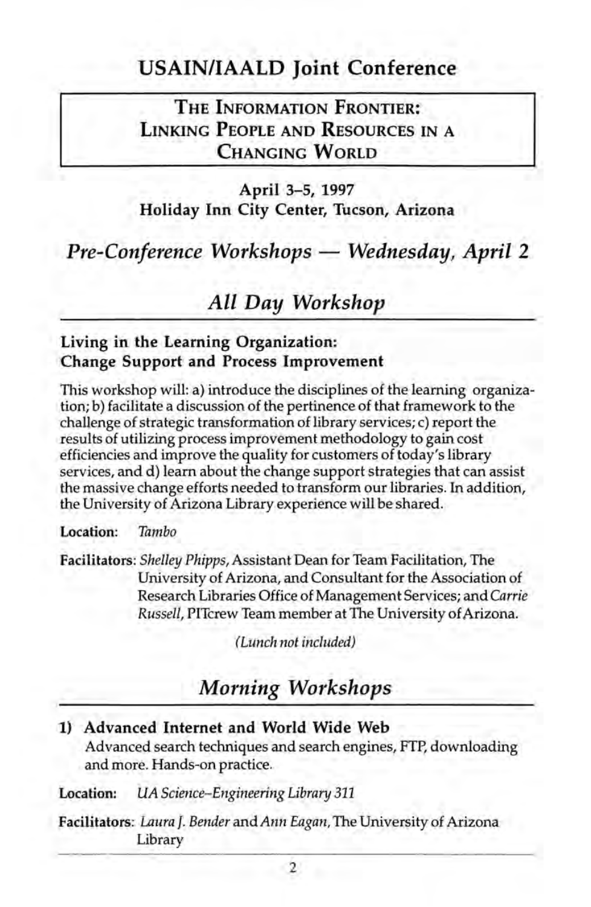# USAIN/IAALD Joint Conference

**THE INFORMATION FRONTIER: LINKING PEOPLE AND RESOURCES IN A CHANGING WORLD**

**April 3–5, 1997**
**Holiday Inn City Center, Tucson, Arizona**

## *Pre-Conference Workshops — Wednesday, April 2*

## *All Day Workshop*

### Living in the Learning Organization: Change Support and Process Improvement

This workshop will: a) introduce the disciplines of the learning organization; b) facilitate a discussion of the pertinence of that framework to the challenge of strategic transformation of library services; c) report the results of utilizing process improvement methodology to gain cost efficiencies and improve the quality for customers of today's library services, and d) learn about the change support strategies that can assist the massive change efforts needed to transform our libraries. In addition, the University of Arizona Library experience will be shared.

**Location:** *Tambo*

**Facilitators:** *Shelley Phipps*, Assistant Dean for Team Facilitation, The University of Arizona, and Consultant for the Association of Research Libraries Office of Management Services; and *Carrie Russell*, PITcrew Team member at The University of Arizona.

*(Lunch not included)*

## *Morning Workshops*

**1) Advanced Internet and World Wide Web**
Advanced search techniques and search engines, FTP, downloading and more. Hands-on practice.

**Location:** *UA Science–Engineering Library 311*

**Facilitators:** *Laura J. Bender* and *Ann Eagan*, The University of Arizona Library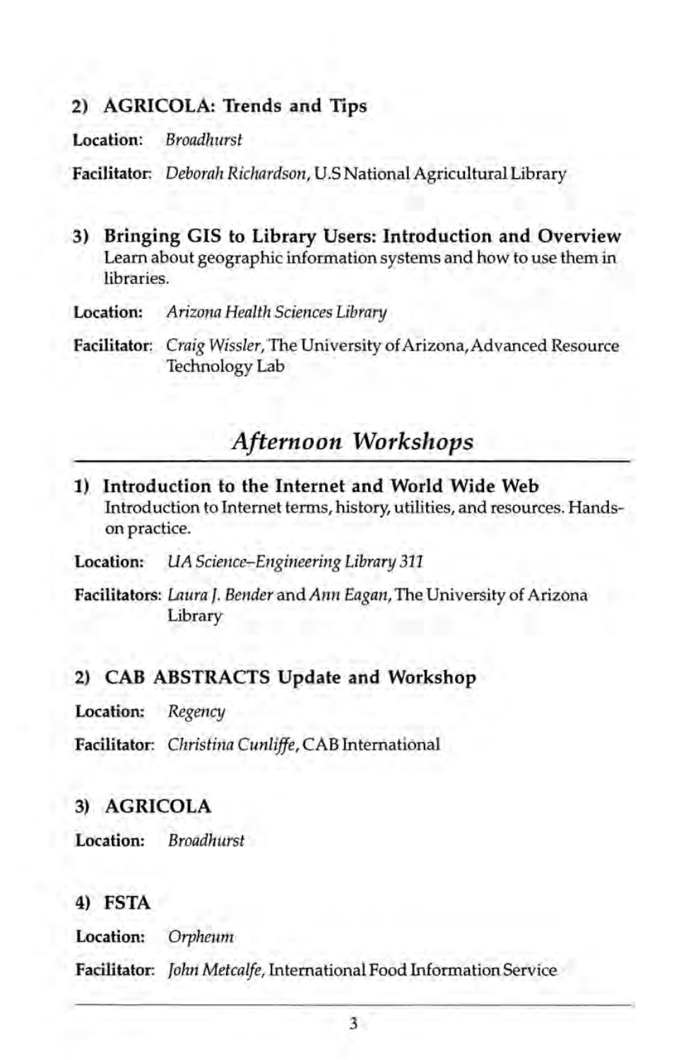### 2) AGRICOLA: Trends and Tips

**Location:** *Broadhurst*

**Facilitator:** *Deborah Richardson*, U.S National Agricultural Library

### 3) Bringing GIS to Library Users: Introduction and Overview

Learn about geographic information systems and how to use them in libraries.

**Location:** *Arizona Health Sciences Library*

**Facilitator:** *Craig Wissler*, The University of Arizona, Advanced Resource Technology Lab

## *Afternoon Workshops*

### 1) Introduction to the Internet and World Wide Web

Introduction to Internet terms, history, utilities, and resources. Hands-on practice.

**Location:** *UA Science–Engineering Library 311*

**Facilitators:** *Laura J. Bender* and *Ann Eagan*, The University of Arizona Library

### 2) CAB ABSTRACTS Update and Workshop

**Location:** *Regency*

**Facilitator:** *Christina Cunliffe*, CAB International

### 3) AGRICOLA

**Location:** *Broadhurst*

### 4) FSTA

**Location:** *Orpheum*

**Facilitator:** *John Metcalfe*, International Food Information Service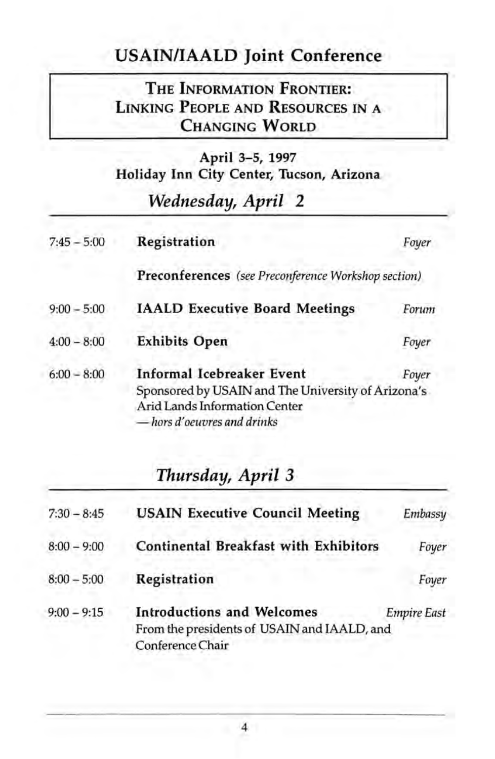# USAIN/IAALD Joint Conference

**THE INFORMATION FRONTIER: LINKING PEOPLE AND RESOURCES IN A CHANGING WORLD**

**April 3–5, 1997**
**Holiday Inn City Center, Tucson, Arizona**

## *Wednesday, April 2*

| | | |
|---|---|---|
| 7:45 – 5:00 | **Registration** | *Foyer* |
| | **Preconferences** *(see Preconference Workshop section)* | |
| 9:00 – 5:00 | **IAALD Executive Board Meetings** | *Forum* |
| 4:00 – 8:00 | **Exhibits Open** | *Foyer* |
| 6:00 – 8:00 | **Informal Icebreaker Event**<br>Sponsored by USAIN and The University of Arizona's Arid Lands Information Center<br>*— hors d'oeuvres and drinks* | *Foyer* |

## *Thursday, April 3*

| | | |
|---|---|---|
| 7:30 – 8:45 | **USAIN Executive Council Meeting** | *Embassy* |
| 8:00 – 9:00 | **Continental Breakfast with Exhibitors** | *Foyer* |
| 8:00 – 5:00 | **Registration** | *Foyer* |
| 9:00 – 9:15 | **Introductions and Welcomes**<br>From the presidents of USAIN and IAALD, and Conference Chair | *Empire East* |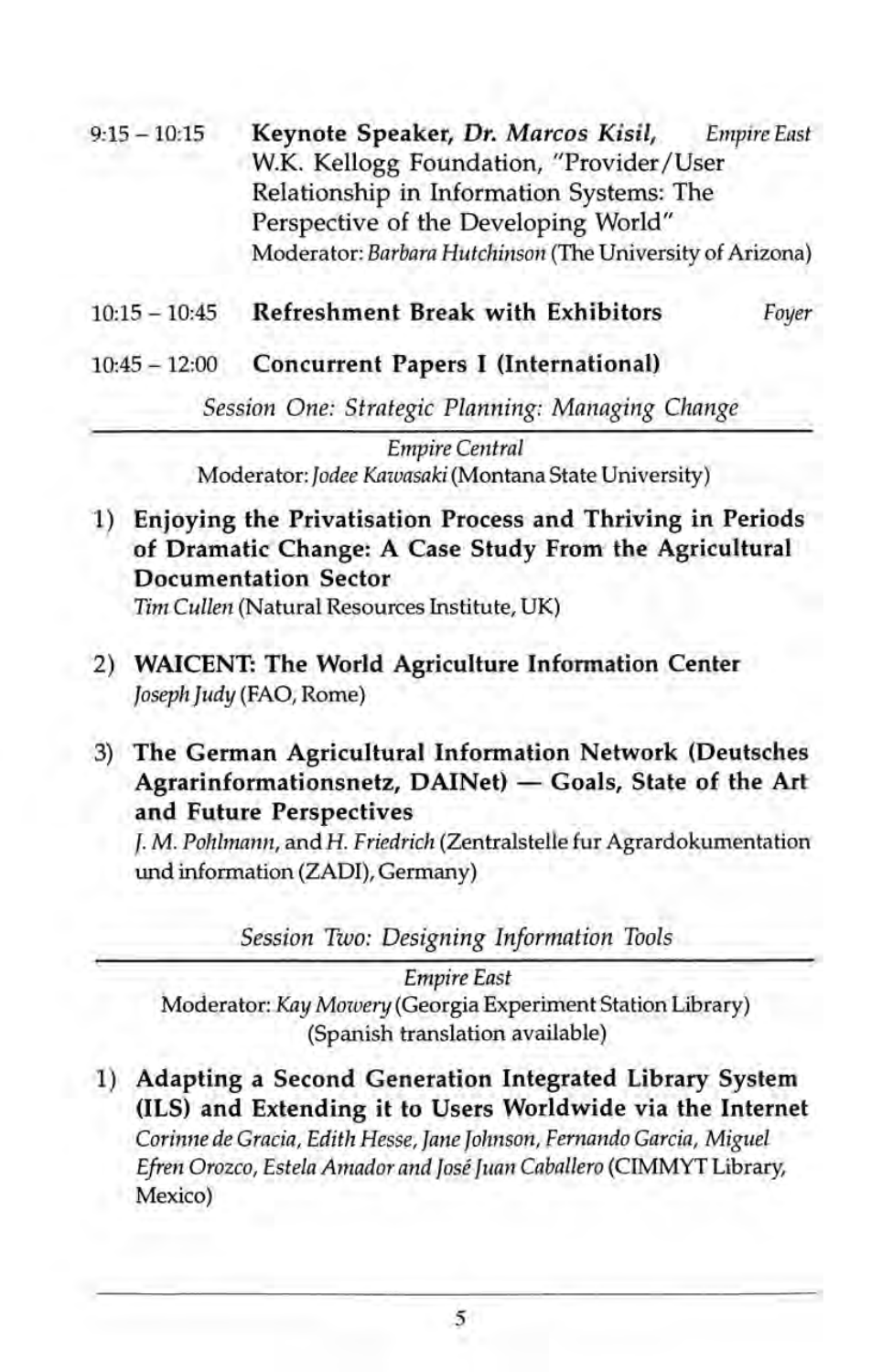9:15 – 10:15 **Keynote Speaker, *Dr. Marcos Kisil*,** *Empire East*
W.K. Kellogg Foundation, "Provider/User Relationship in Information Systems: The Perspective of the Developing World"
Moderator: *Barbara Hutchinson* (The University of Arizona)

10:15 – 10:45 **Refreshment Break with Exhibitors** *Foyer*

10:45 – 12:00 **Concurrent Papers I (International)**

*Session One: Strategic Planning: Managing Change*

*Empire Central*
Moderator: *Jodee Kawasaki* (Montana State University)

1) **Enjoying the Privatisation Process and Thriving in Periods of Dramatic Change: A Case Study From the Agricultural Documentation Sector**
*Tim Cullen* (Natural Resources Institute, UK)

2) **WAICENT: The World Agriculture Information Center**
*Joseph Judy* (FAO, Rome)

3) **The German Agricultural Information Network (Deutsches Agrarinformationsnetz, DAINet) — Goals, State of the Art and Future Perspectives**
*J. M. Pohlmann*, and *H. Friedrich* (Zentralstelle fur Agrardokumentation und information (ZADI), Germany)

*Session Two: Designing Information Tools*

*Empire East*
Moderator: *Kay Mowery* (Georgia Experiment Station Library)
(Spanish translation available)

1) **Adapting a Second Generation Integrated Library System (ILS) and Extending it to Users Worldwide via the Internet**
*Corinne de Gracia, Edith Hesse, Jane Johnson, Fernando Garcia, Miguel Efren Orozco, Estela Amador and José Juan Caballero* (CIMMYT Library, Mexico)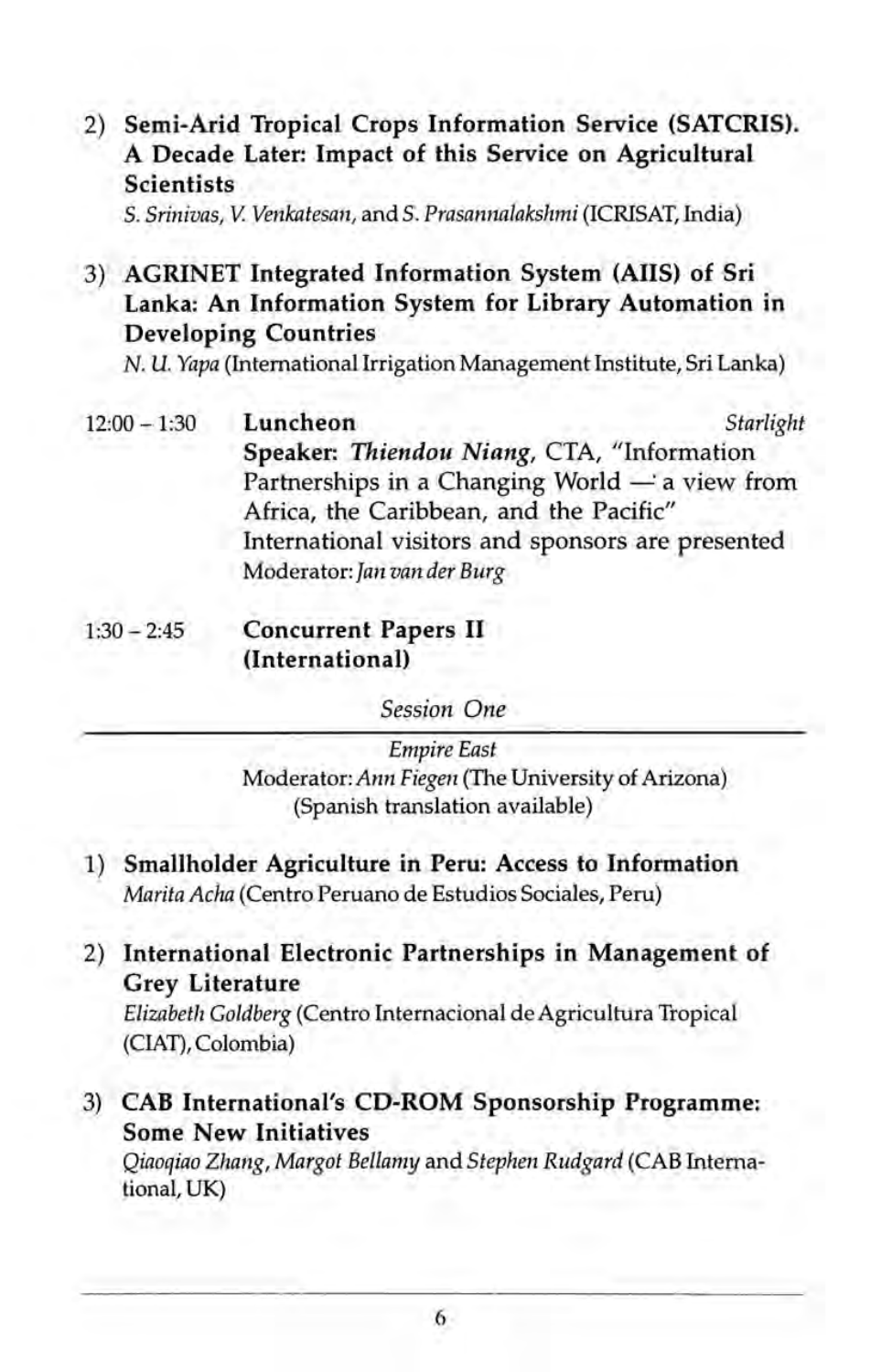2) **Semi-Arid Tropical Crops Information Service (SATCRIS). A Decade Later: Impact of this Service on Agricultural Scientists**
   *S. Srinivas, V. Venkatesan,* and *S. Prasannalakshmi* (ICRISAT, India)

3) **AGRINET Integrated Information System (AIIS) of Sri Lanka: An Information System for Library Automation in Developing Countries**
   *N. U. Yapa* (International Irrigation Management Institute, Sri Lanka)

12:00 – 1:30 **Luncheon** *Starlight*
**Speaker:** ***Thiendou Niang***, CTA, "Information Partnerships in a Changing World — a view from Africa, the Caribbean, and the Pacific"
International visitors and sponsors are presented
Moderator: *Jan van der Burg*

1:30 – 2:45 **Concurrent Papers II (International)**

*Session One*

---

*Empire East*
Moderator: *Ann Fiegen* (The University of Arizona)
(Spanish translation available)

1) **Smallholder Agriculture in Peru: Access to Information**
   *Marita Acha* (Centro Peruano de Estudios Sociales, Peru)

2) **International Electronic Partnerships in Management of Grey Literature**
   *Elizabeth Goldberg* (Centro Internacional de Agricultura Tropical (CIAT), Colombia)

3) **CAB International's CD-ROM Sponsorship Programme: Some New Initiatives**
   *Qiaoqiao Zhang, Margot Bellamy* and *Stephen Rudgard* (CAB International, UK)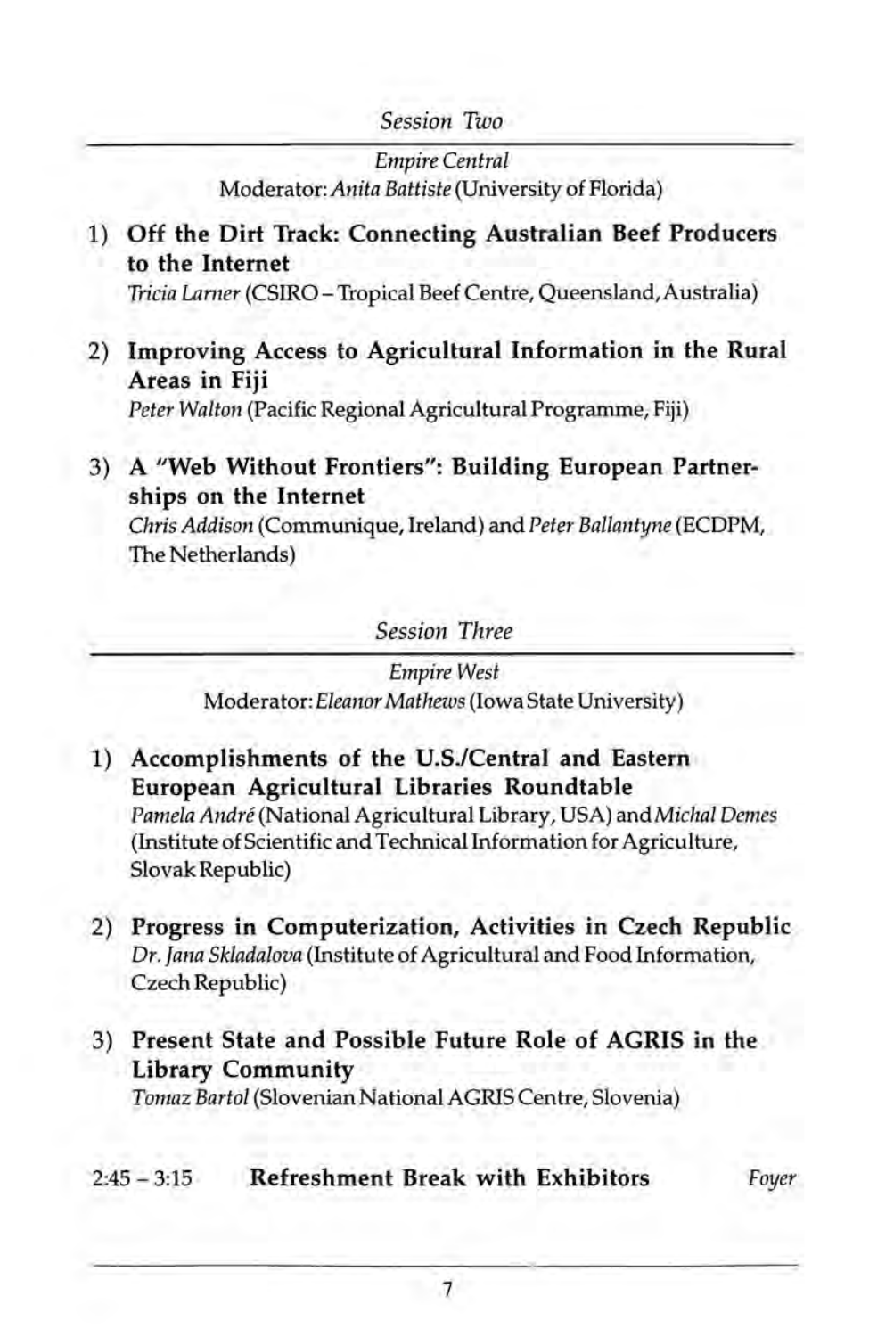## *Session Two*

*Empire Central*

Moderator: *Anita Battiste* (University of Florida)

1) **Off the Dirt Track: Connecting Australian Beef Producers to the Internet**
   *Tricia Larner* (CSIRO – Tropical Beef Centre, Queensland, Australia)

2) **Improving Access to Agricultural Information in the Rural Areas in Fiji**
   *Peter Walton* (Pacific Regional Agricultural Programme, Fiji)

3) **A "Web Without Frontiers": Building European Partnerships on the Internet**
   *Chris Addison* (Communique, Ireland) and *Peter Ballantyne* (ECDPM, The Netherlands)

## *Session Three*

*Empire West*

Moderator: *Eleanor Mathews* (Iowa State University)

1) **Accomplishments of the U.S./Central and Eastern European Agricultural Libraries Roundtable**
   *Pamela André* (National Agricultural Library, USA) and *Michal Demes* (Institute of Scientific and Technical Information for Agriculture, Slovak Republic)

2) **Progress in Computerization, Activities in Czech Republic**
   *Dr. Jana Skladalova* (Institute of Agricultural and Food Information, Czech Republic)

3) **Present State and Possible Future Role of AGRIS in the Library Community**
   *Tomaz Bartol* (Slovenian National AGRIS Centre, Slovenia)

2:45 – 3:15 **Refreshment Break with Exhibitors** *Foyer*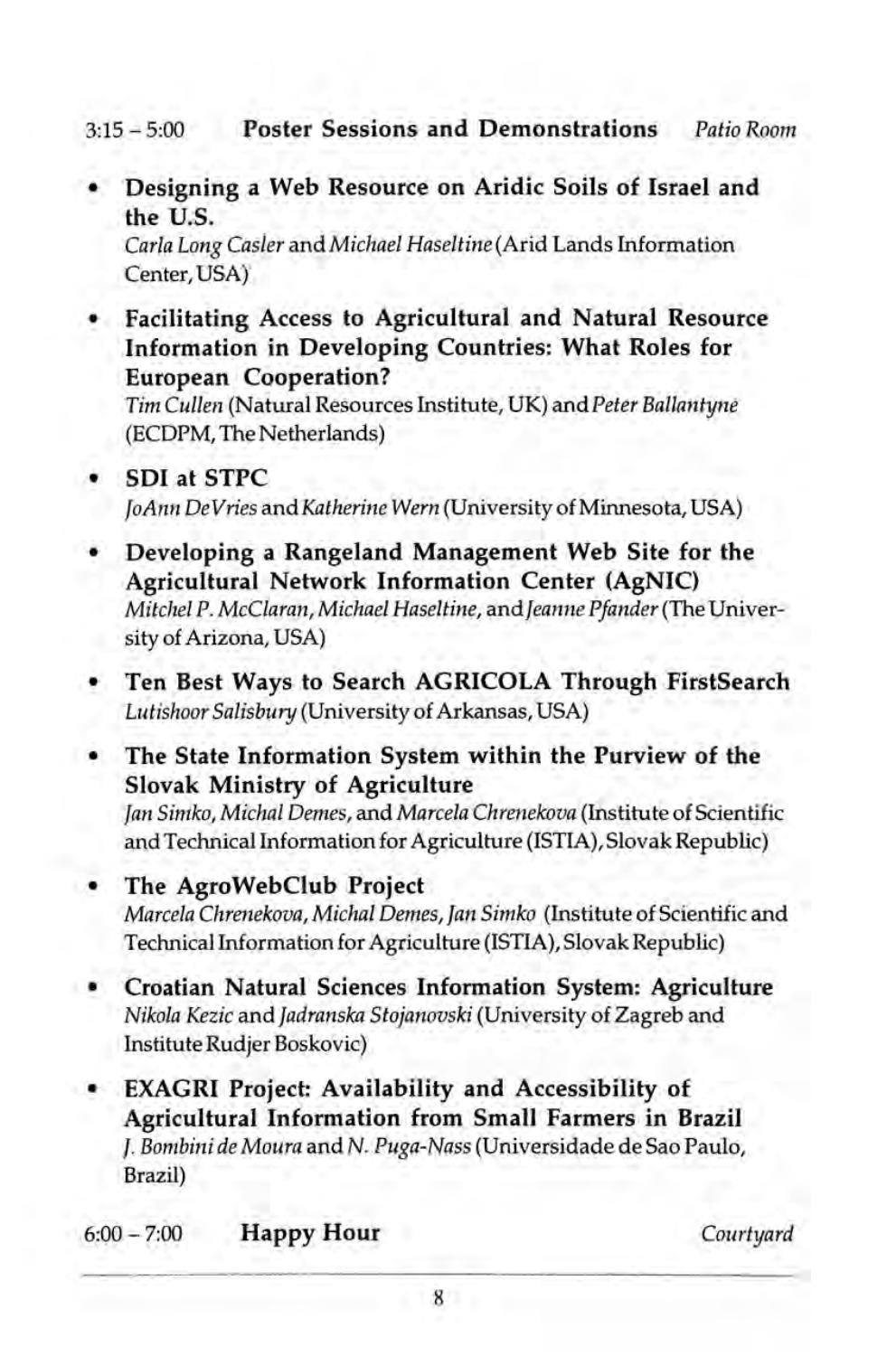3:15 – 5:00 **Poster Sessions and Demonstrations** *Patio Room*

- **Designing a Web Resource on Aridic Soils of Israel and the U.S.**
  *Carla Long Casler* and *Michael Haseltine* (Arid Lands Information Center, USA)

- **Facilitating Access to Agricultural and Natural Resource Information in Developing Countries: What Roles for European Cooperation?**
  *Tim Cullen* (Natural Resources Institute, UK) and *Peter Ballantyne* (ECDPM, The Netherlands)

- **SDI at STPC**
  *JoAnn DeVries* and *Katherine Wern* (University of Minnesota, USA)

- **Developing a Rangeland Management Web Site for the Agricultural Network Information Center (AgNIC)**
  *Mitchel P. McClaran, Michael Haseltine,* and *Jeanne Pfander* (The University of Arizona, USA)

- **Ten Best Ways to Search AGRICOLA Through FirstSearch**
  *Lutishoor Salisbury* (University of Arkansas, USA)

- **The State Information System within the Purview of the Slovak Ministry of Agriculture**
  *Jan Simko, Michal Demes,* and *Marcela Chrenekova* (Institute of Scientific and Technical Information for Agriculture (ISTIA), Slovak Republic)

- **The AgroWebClub Project**
  *Marcela Chrenekova, Michal Demes, Jan Simko* (Institute of Scientific and Technical Information for Agriculture (ISTIA), Slovak Republic)

- **Croatian Natural Sciences Information System: Agriculture**
  *Nikola Kezic* and *Jadranska Stojanovski* (University of Zagreb and Institute Rudjer Boskovic)

- **EXAGRI Project: Availability and Accessibility of Agricultural Information from Small Farmers in Brazil**
  *J. Bombini de Moura* and *N. Puga-Nass* (Universidade de Sao Paulo, Brazil)

6:00 – 7:00 **Happy Hour** *Courtyard*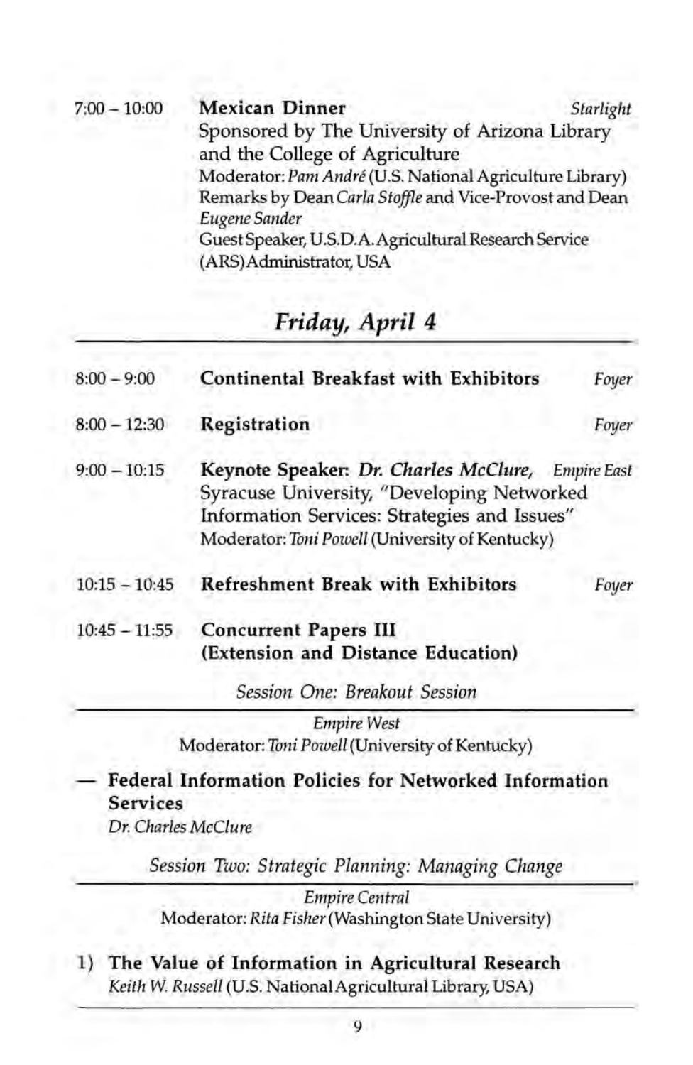7:00 – 10:00 **Mexican Dinner** *Starlight*
Sponsored by The University of Arizona Library and the College of Agriculture
Moderator: *Pam André* (U.S. National Agriculture Library)
Remarks by Dean *Carla Stoffle* and Vice-Provost and Dean *Eugene Sander*
Guest Speaker, U.S.D.A. Agricultural Research Service (ARS) Administrator, USA

## *Friday, April 4*

8:00 – 9:00 **Continental Breakfast with Exhibitors** *Foyer*

8:00 – 12:30 **Registration** *Foyer*

9:00 – 10:15 **Keynote Speaker: *Dr. Charles McClure,*** *Empire East*
Syracuse University, "Developing Networked Information Services: Strategies and Issues"
Moderator: *Toni Powell* (University of Kentucky)

10:15 – 10:45 **Refreshment Break with Exhibitors** *Foyer*

10:45 – 11:55 **Concurrent Papers III (Extension and Distance Education)**

*Session One: Breakout Session*

*Empire West*
Moderator: *Toni Powell* (University of Kentucky)

— **Federal Information Policies for Networked Information Services**
*Dr. Charles McClure*

*Session Two: Strategic Planning: Managing Change*

*Empire Central*
Moderator: *Rita Fisher* (Washington State University)

1) **The Value of Information in Agricultural Research**
*Keith W. Russell* (U.S. National Agricultural Library, USA)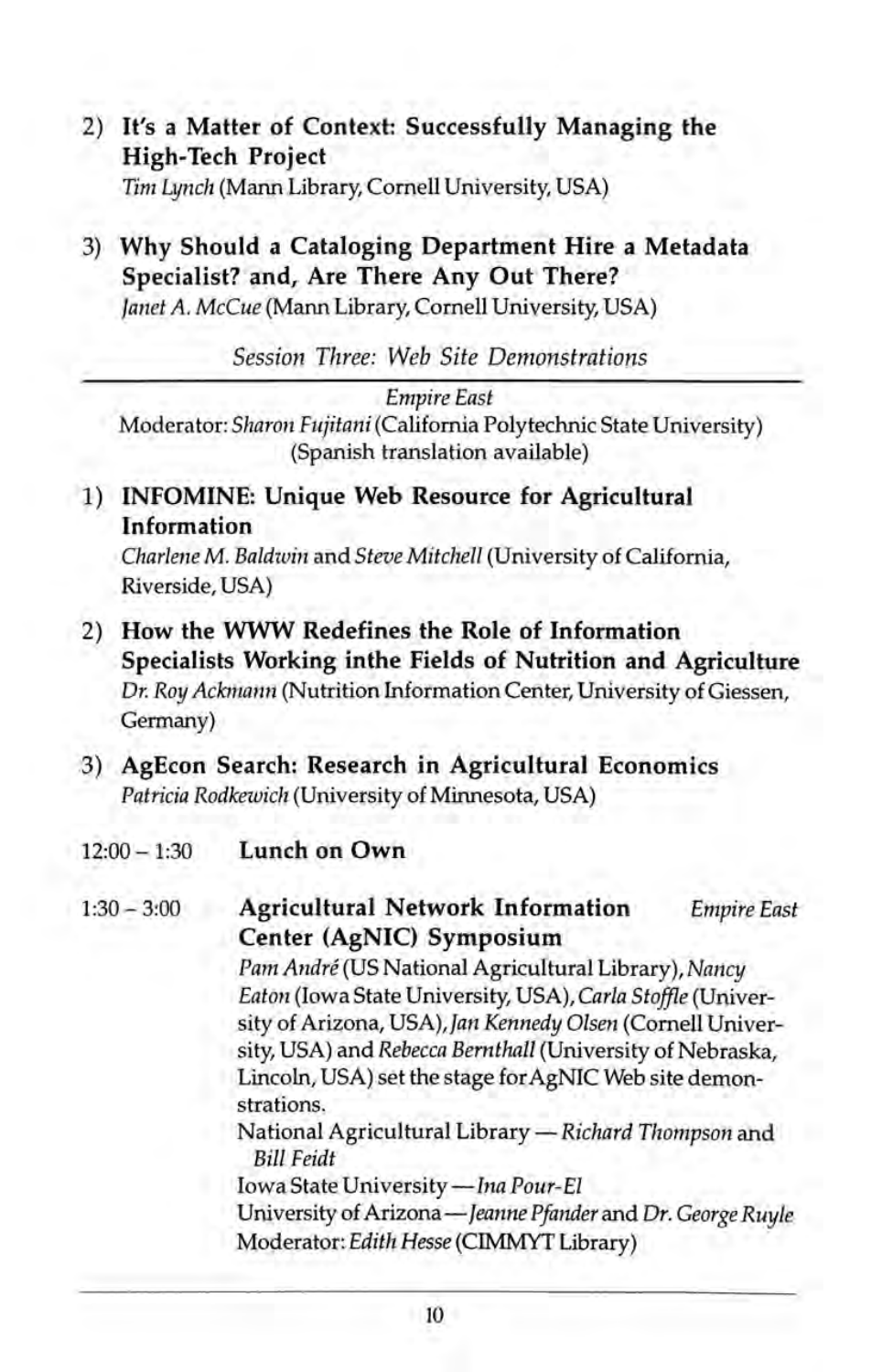2) **It's a Matter of Context: Successfully Managing the High-Tech Project**
   *Tim Lynch* (Mann Library, Cornell University, USA)

3) **Why Should a Cataloging Department Hire a Metadata Specialist? and, Are There Any Out There?**
   *Janet A. McCue* (Mann Library, Cornell University, USA)

### *Session Three: Web Site Demonstrations*

*Empire East*

Moderator: *Sharon Fujitani* (California Polytechnic State University)
(Spanish translation available)

1) **INFOMINE: Unique Web Resource for Agricultural Information**
   *Charlene M. Baldwin* and *Steve Mitchell* (University of California, Riverside, USA)

2) **How the WWW Redefines the Role of Information Specialists Working inthe Fields of Nutrition and Agriculture**
   *Dr. Roy Ackmann* (Nutrition Information Center, University of Giessen, Germany)

3) **AgEcon Search: Research in Agricultural Economics**
   *Patricia Rodkewich* (University of Minnesota, USA)

12:00 – 1:30 **Lunch on Own**

1:30 – 3:00 **Agricultural Network Information Center (AgNIC) Symposium** *Empire East*

*Pam André* (US National Agricultural Library), *Nancy Eaton* (Iowa State University, USA), *Carla Stoffle* (University of Arizona, USA), *Jan Kennedy Olsen* (Cornell University, USA) and *Rebecca Bernthall* (University of Nebraska, Lincoln, USA) set the stage for AgNIC Web site demonstrations.

National Agricultural Library — *Richard Thompson* and *Bill Feidt*

Iowa State University — *Ina Pour-El*

University of Arizona — *Jeanne Pfander* and *Dr. George Ruyle*

Moderator: *Edith Hesse* (CIMMYT Library)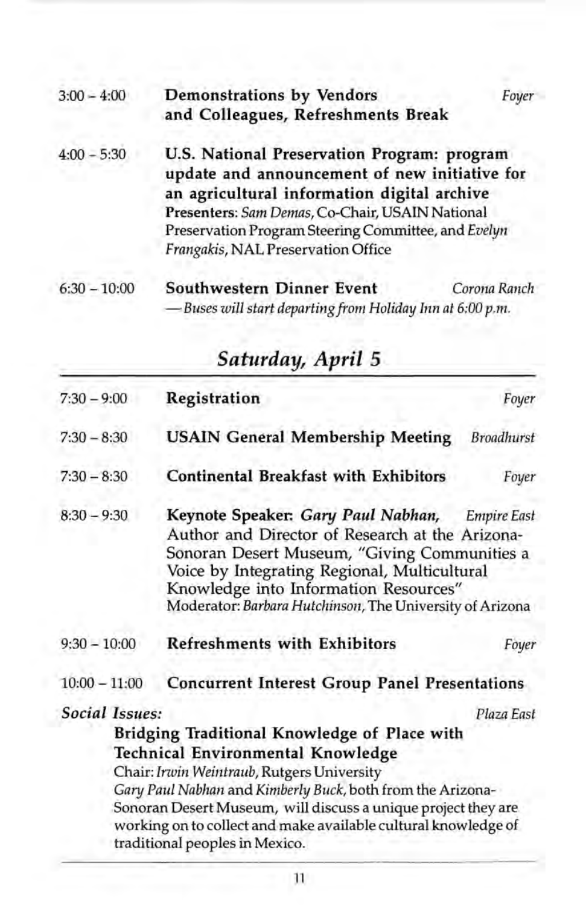3:00 – 4:00 **Demonstrations by Vendors and Colleagues, Refreshments Break** *Foyer*

4:00 – 5:30 **U.S. National Preservation Program: program update and announcement of new initiative for an agricultural information digital archive**
**Presenters:** *Sam Demas*, Co-Chair, USAIN National Preservation Program Steering Committee, and *Evelyn Frangakis*, NAL Preservation Office

6:30 – 10:00 **Southwestern Dinner Event** *Corona Ranch*
*— Buses will start departing from Holiday Inn at 6:00 p.m.*

## *Saturday, April 5*

7:30 – 9:00 **Registration** *Foyer*

7:30 – 8:30 **USAIN General Membership Meeting** *Broadhurst*

7:30 – 8:30 **Continental Breakfast with Exhibitors** *Foyer*

8:30 – 9:30 **Keynote Speaker: *Gary Paul Nabhan,*** *Empire East*
Author and Director of Research at the Arizona-Sonoran Desert Museum, "Giving Communities a Voice by Integrating Regional, Multicultural Knowledge into Information Resources"
Moderator: *Barbara Hutchinson*, The University of Arizona

9:30 – 10:00 **Refreshments with Exhibitors** *Foyer*

10:00 – 11:00 **Concurrent Interest Group Panel Presentations**

***Social Issues:*** *Plaza East*

**Bridging Traditional Knowledge of Place with Technical Environmental Knowledge**
Chair: *Irwin Weintraub*, Rutgers University
*Gary Paul Nabhan* and *Kimberly Buck*, both from the Arizona-Sonoran Desert Museum, will discuss a unique project they are working on to collect and make available cultural knowledge of traditional peoples in Mexico.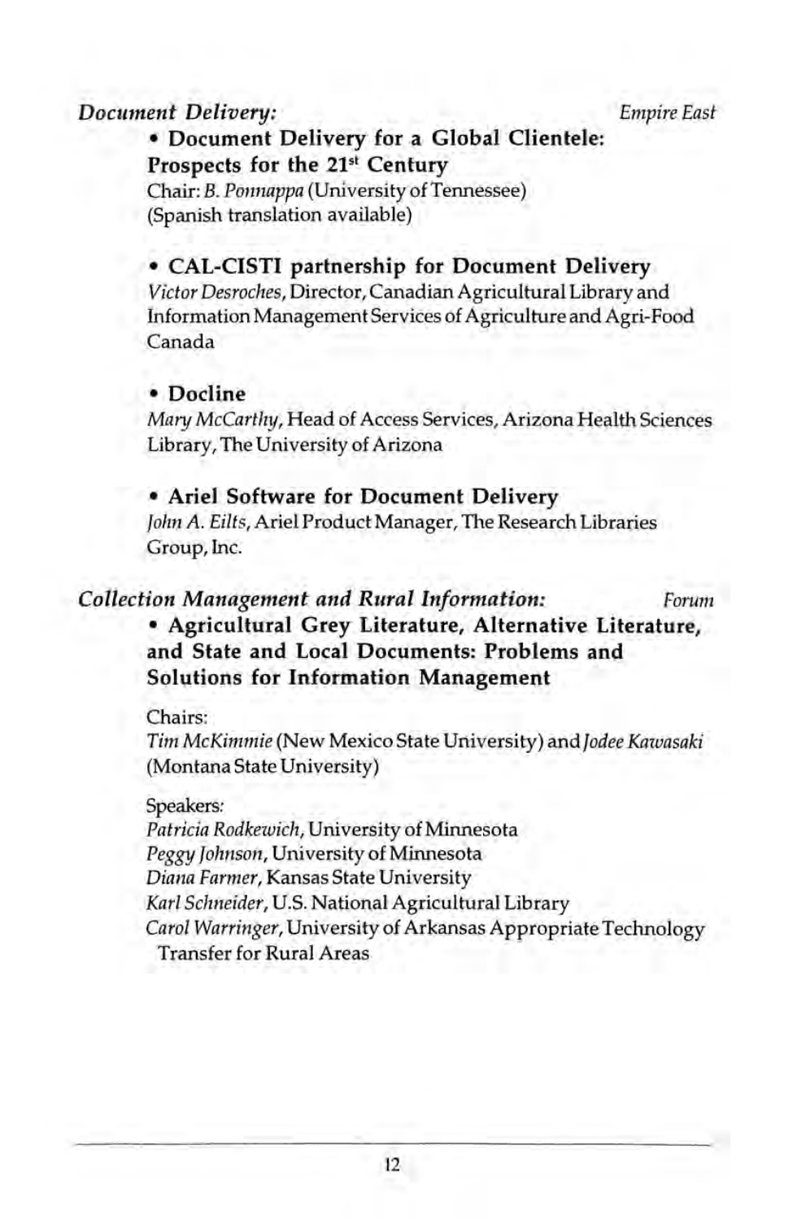*Document Delivery:* *Empire East*

- **Document Delivery for a Global Clientele: Prospects for the 21st Century**

  Chair: *B. Ponnappa* (University of Tennessee)
  (Spanish translation available)

- **CAL-CISTI partnership for Document Delivery**

  *Victor Desroches*, Director, Canadian Agricultural Library and Information Management Services of Agriculture and Agri-Food Canada

- **Docline**

  *Mary McCarthy*, Head of Access Services, Arizona Health Sciences Library, The University of Arizona

- **Ariel Software for Document Delivery**

  *John A. Eilts*, Ariel Product Manager, The Research Libraries Group, Inc.

*Collection Management and Rural Information:* *Forum*

- **Agricultural Grey Literature, Alternative Literature, and State and Local Documents: Problems and Solutions for Information Management**

  Chairs:
  *Tim McKimmie* (New Mexico State University) and *Jodee Kawasaki* (Montana State University)

  Speakers:
  *Patricia Rodkewich*, University of Minnesota
  *Peggy Johnson*, University of Minnesota
  *Diana Farmer*, Kansas State University
  *Karl Schneider*, U.S. National Agricultural Library
  *Carol Warringer*, University of Arkansas Appropriate Technology Transfer for Rural Areas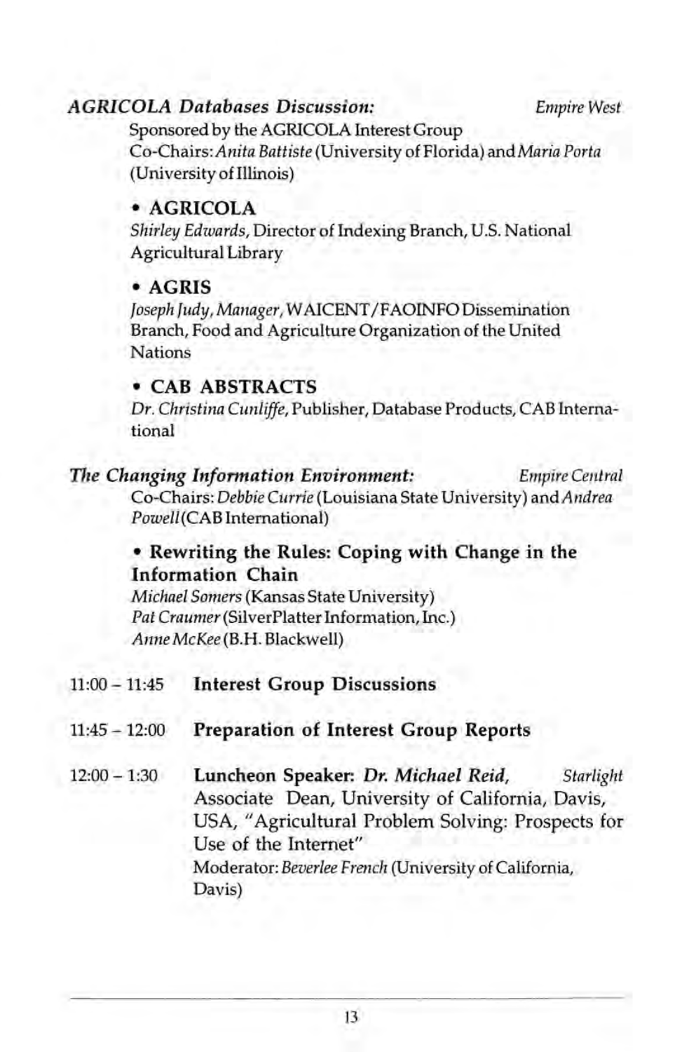***AGRICOLA Databases Discussion:*** *Empire West*

Sponsored by the AGRICOLA Interest Group

Co-Chairs: *Anita Battiste* (University of Florida) and *Maria Porta* (University of Illinois)

- **AGRICOLA**
  *Shirley Edwards*, Director of Indexing Branch, U.S. National Agricultural Library

- **AGRIS**
  *Joseph Judy, Manager*, WAICENT/FAOINFO Dissemination Branch, Food and Agriculture Organization of the United Nations

- **CAB ABSTRACTS**
  *Dr. Christina Cunliffe*, Publisher, Database Products, CAB International

***The Changing Information Environment:*** *Empire Central*

Co-Chairs: *Debbie Currie* (Louisiana State University) and *Andrea Powell* (CAB International)

- **Rewriting the Rules: Coping with Change in the Information Chain**
  *Michael Somers* (Kansas State University)
  *Pat Craumer* (SilverPlatter Information, Inc.)
  *Anne McKee* (B.H. Blackwell)

11:00 – 11:45 **Interest Group Discussions**

11:45 – 12:00 **Preparation of Interest Group Reports**

12:00 – 1:30 **Luncheon Speaker: *Dr. Michael Reid*,** *Starlight*
Associate Dean, University of California, Davis, USA, "Agricultural Problem Solving: Prospects for Use of the Internet"
Moderator: *Beverlee French* (University of California, Davis)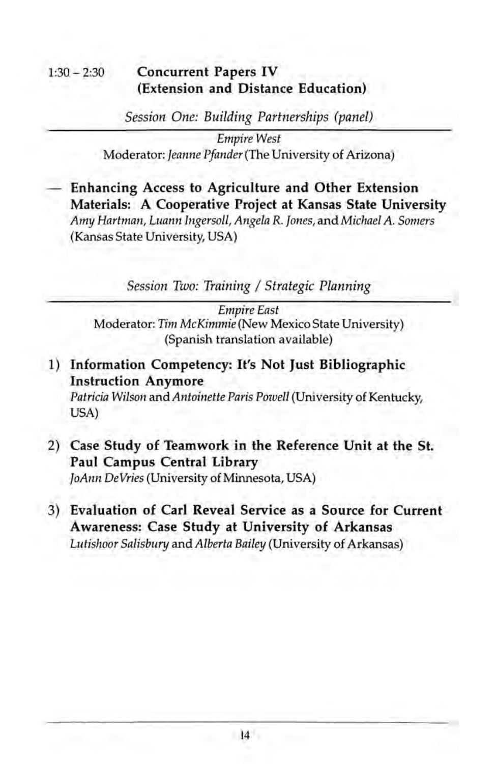1:30 – 2:30 **Concurrent Papers IV (Extension and Distance Education)**

*Session One: Building Partnerships (panel)*

---

*Empire West*

Moderator: *Jeanne Pfander* (The University of Arizona)

— **Enhancing Access to Agriculture and Other Extension Materials: A Cooperative Project at Kansas State University**
*Amy Hartman, Luann Ingersoll, Angela R. Jones,* and *Michael A. Somers* (Kansas State University, USA)

*Session Two: Training / Strategic Planning*

---

*Empire East*

Moderator: *Tim McKimmie* (New Mexico State University)
(Spanish translation available)

1) **Information Competency: It's Not Just Bibliographic Instruction Anymore**
*Patricia Wilson* and *Antoinette Paris Powell* (University of Kentucky, USA)

2) **Case Study of Teamwork in the Reference Unit at the St. Paul Campus Central Library**
*JoAnn DeVries* (University of Minnesota, USA)

3) **Evaluation of Carl Reveal Service as a Source for Current Awareness: Case Study at University of Arkansas**
*Lutishoor Salisbury* and *Alberta Bailey* (University of Arkansas)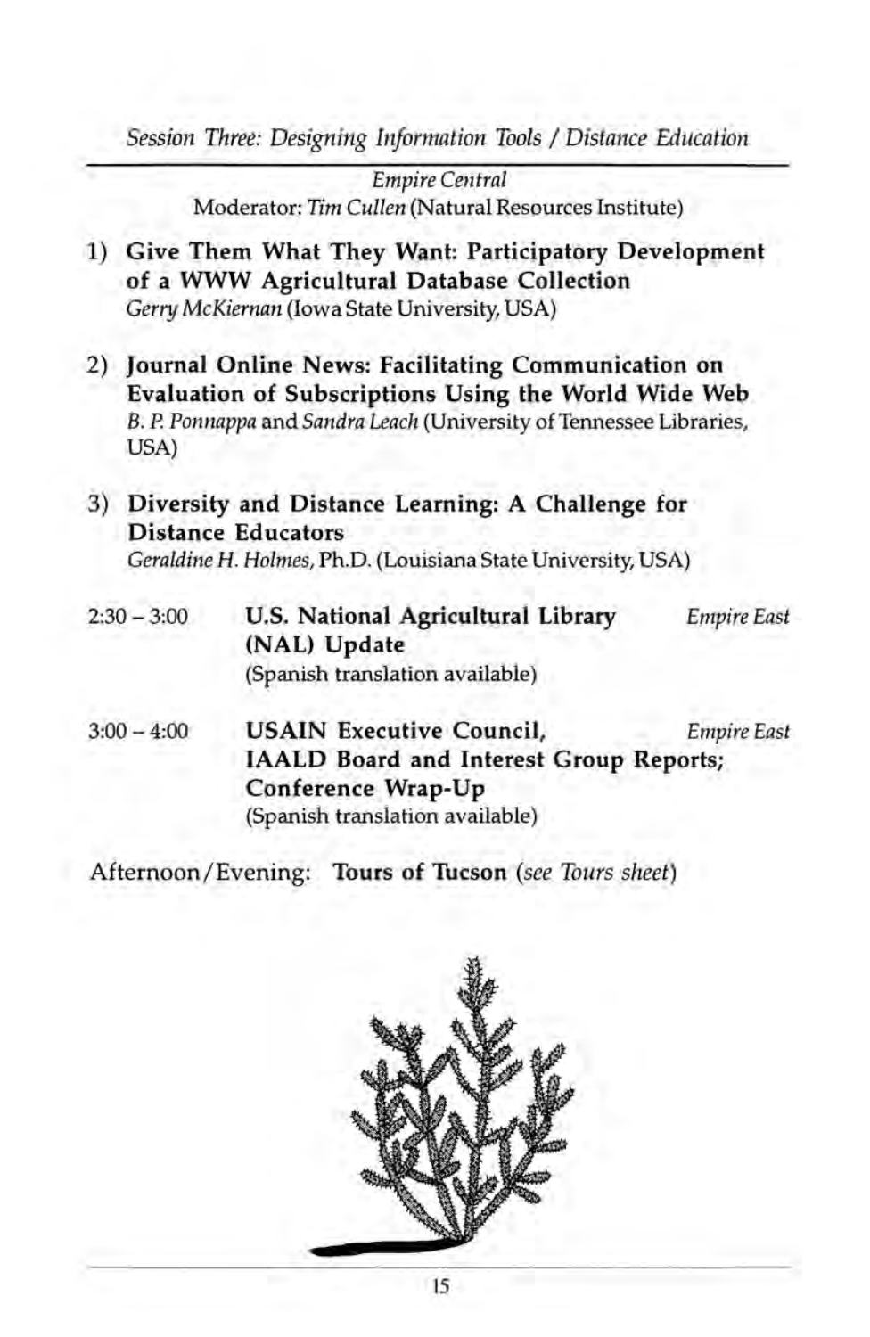*Session Three: Designing Information Tools / Distance Education*

*Empire Central*

Moderator: *Tim Cullen* (Natural Resources Institute)

1) **Give Them What They Want: Participatory Development of a WWW Agricultural Database Collection**
   *Gerry McKiernan* (Iowa State University, USA)

2) **Journal Online News: Facilitating Communication on Evaluation of Subscriptions Using the World Wide Web**
   *B. P. Ponnappa* and *Sandra Leach* (University of Tennessee Libraries, USA)

3) **Diversity and Distance Learning: A Challenge for Distance Educators**
   *Geraldine H. Holmes*, Ph.D. (Louisiana State University, USA)

2:30 – 3:00 **U.S. National Agricultural Library (NAL) Update** *Empire East*
(Spanish translation available)

3:00 – 4:00 **USAIN Executive Council, IAALD Board and Interest Group Reports; Conference Wrap-Up** *Empire East*
(Spanish translation available)

Afternoon/Evening: **Tours of Tucson** (*see Tours sheet*)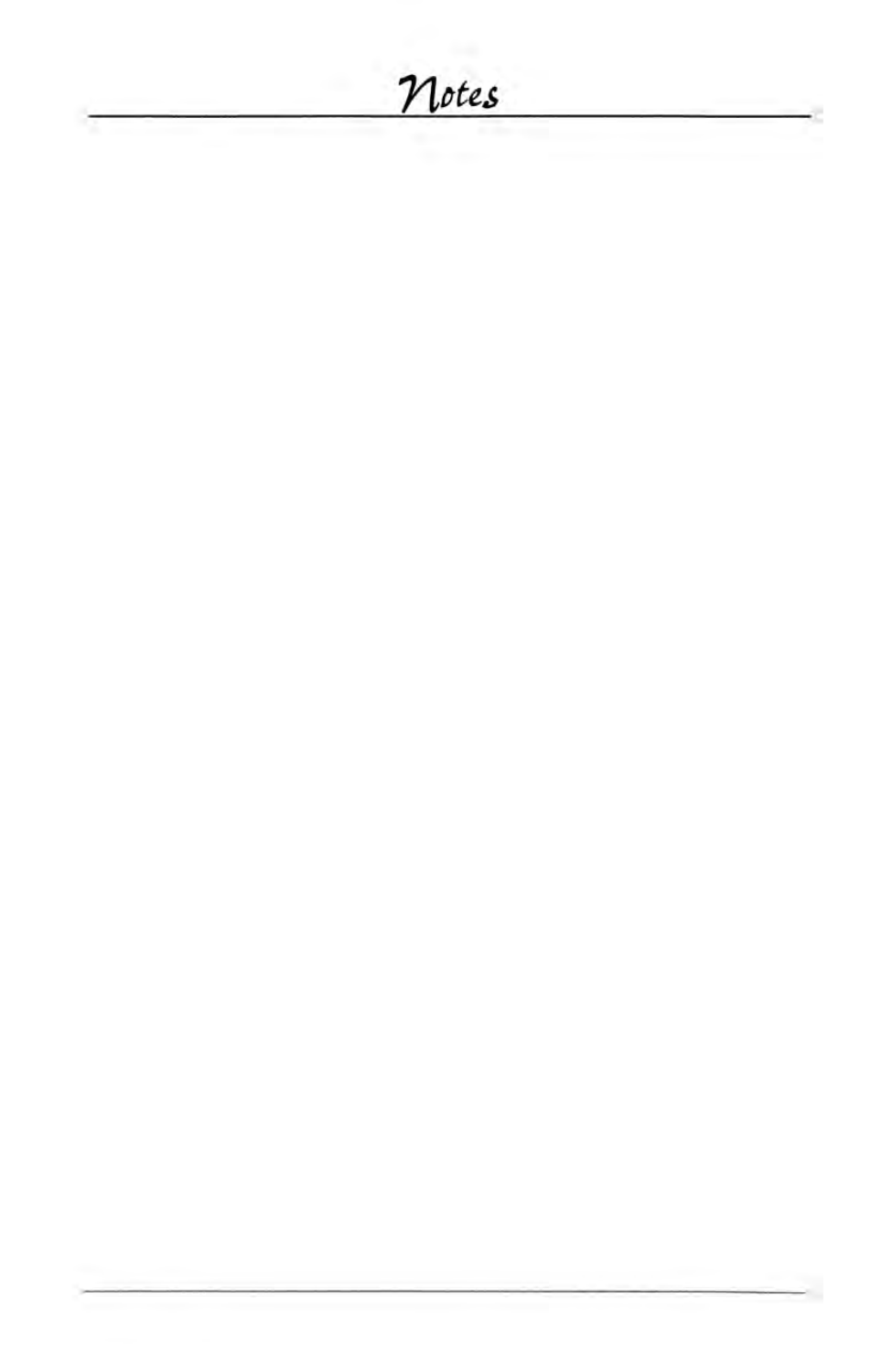# Notes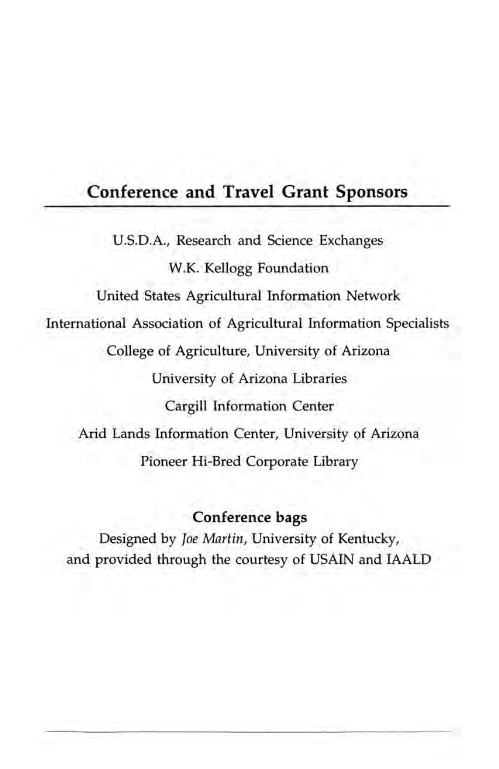## Conference and Travel Grant Sponsors

U.S.D.A., Research and Science Exchanges

W.K. Kellogg Foundation

United States Agricultural Information Network

International Association of Agricultural Information Specialists

College of Agriculture, University of Arizona

University of Arizona Libraries

Cargill Information Center

Arid Lands Information Center, University of Arizona

Pioneer Hi-Bred Corporate Library

### Conference bags

Designed by *Joe Martin*, University of Kentucky, and provided through the courtesy of USAIN and IAALD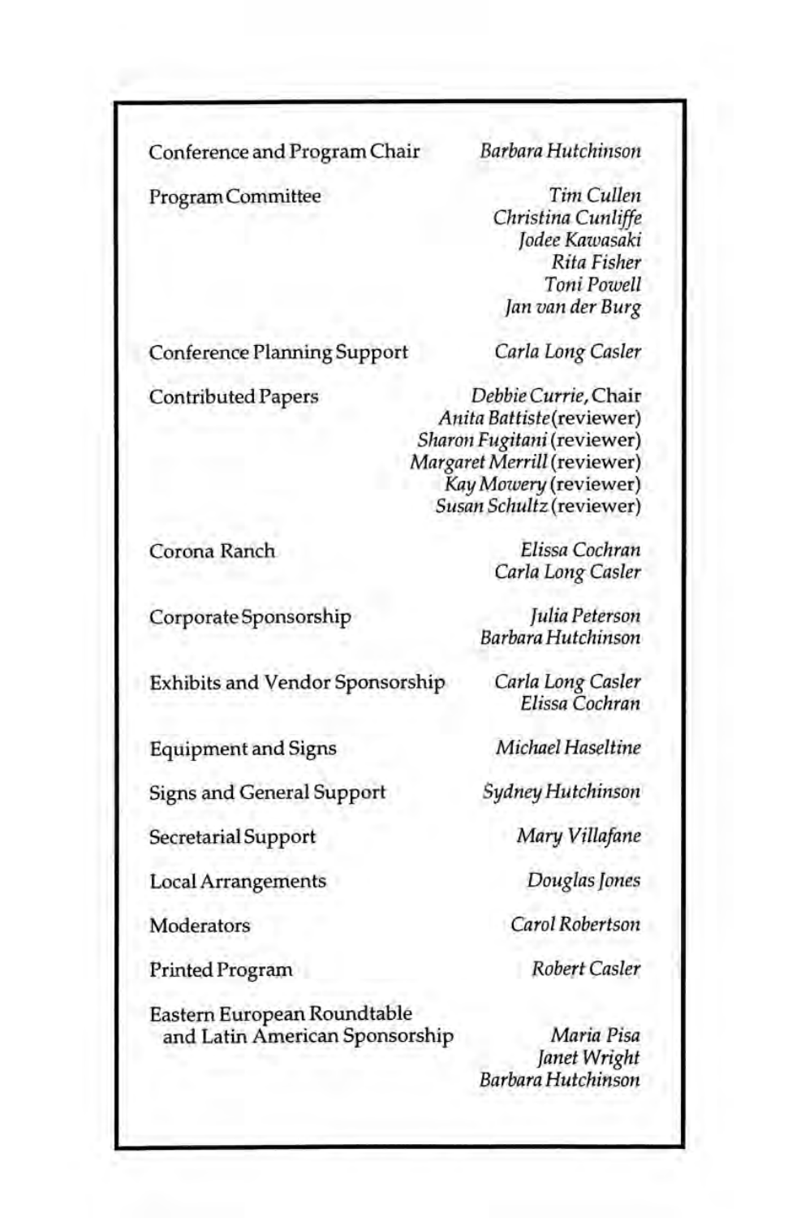| | |
|---|---|
| Conference and Program Chair | *Barbara Hutchinson* |
| Program Committee | *Tim Cullen*<br>*Christina Cunliffe*<br>*Jodee Kawasaki*<br>*Rita Fisher*<br>*Toni Powell*<br>*Jan van der Burg* |
| Conference Planning Support | *Carla Long Casler* |
| Contributed Papers | *Debbie Currie*, Chair<br>*Anita Battiste* (reviewer)<br>*Sharon Fugitani* (reviewer)<br>*Margaret Merrill* (reviewer)<br>*Kay Mowery* (reviewer)<br>*Susan Schultz* (reviewer) |
| Corona Ranch | *Elissa Cochran*<br>*Carla Long Casler* |
| Corporate Sponsorship | *Julia Peterson*<br>*Barbara Hutchinson* |
| Exhibits and Vendor Sponsorship | *Carla Long Casler*<br>*Elissa Cochran* |
| Equipment and Signs | *Michael Haseltine* |
| Signs and General Support | *Sydney Hutchinson* |
| Secretarial Support | *Mary Villafane* |
| Local Arrangements | *Douglas Jones* |
| Moderators | *Carol Robertson* |
| Printed Program | *Robert Casler* |
| Eastern European Roundtable and Latin American Sponsorship | *Maria Pisa*<br>*Janet Wright*<br>*Barbara Hutchinson* |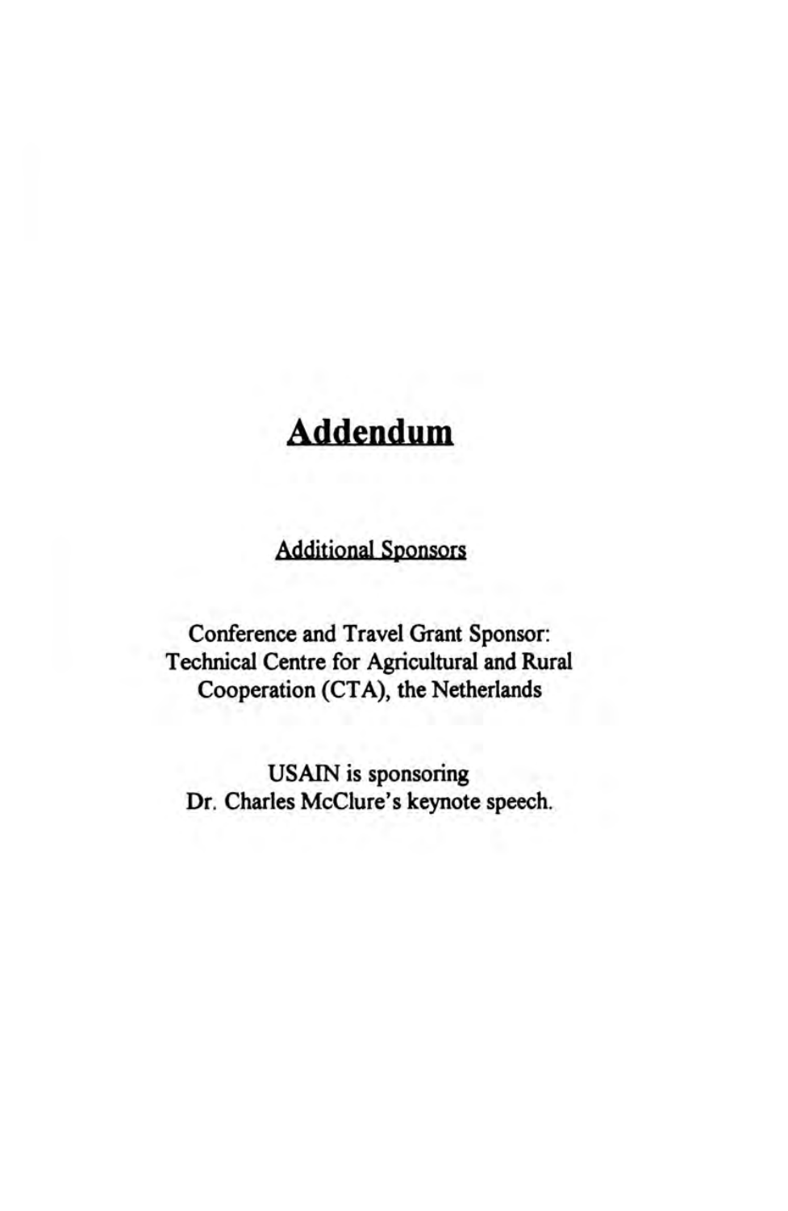# Addendum

## Additional Sponsors

Conference and Travel Grant Sponsor:
Technical Centre for Agricultural and Rural Cooperation (CTA), the Netherlands

USAIN is sponsoring
Dr. Charles McClure's keynote speech.